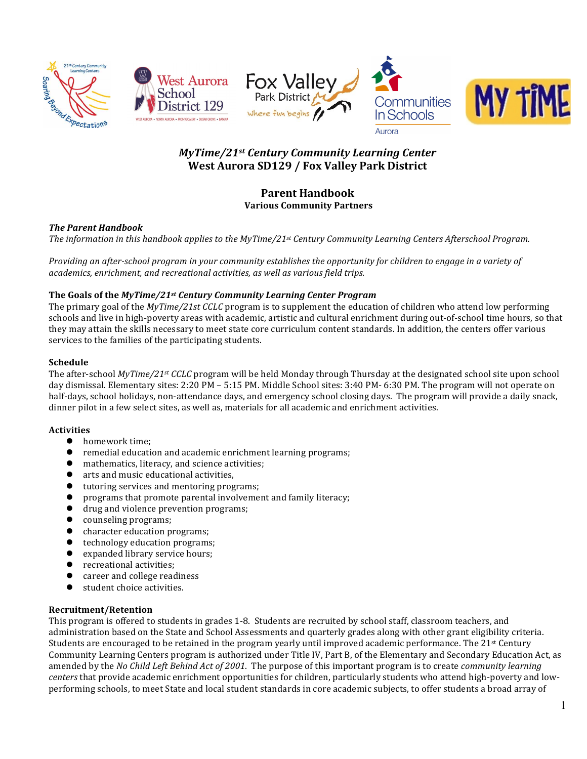# *MyTime/21st Century Community Learning Center*
# West Aurora SD129 / Fox Valley Park District

## Parent Handbook
### Various Community Partners

***The Parent Handbook***

*The information in this handbook applies to the MyTime/21st Century Community Learning Centers Afterschool Program.*

*Providing an after-school program in your community establishes the opportunity for children to engage in a variety of academics, enrichment, and recreational activities, as well as various field trips.*

**The Goals of the *MyTime/21st Century Community Learning Center Program***

The primary goal of the *MyTime/21st CCLC* program is to supplement the education of children who attend low performing schools and live in high-poverty areas with academic, artistic and cultural enrichment during out-of-school time hours, so that they may attain the skills necessary to meet state core curriculum content standards. In addition, the centers offer various services to the families of the participating students.

**Schedule**

The after-school *MyTime/21st CCLC* program will be held Monday through Thursday at the designated school site upon school day dismissal. Elementary sites: 2:20 PM – 5:15 PM. Middle School sites: 3:40 PM- 6:30 PM. The program will not operate on half-days, school holidays, non-attendance days, and emergency school closing days. The program will provide a daily snack, dinner pilot in a few select sites, as well as, materials for all academic and enrichment activities.

**Activities**

- homework time;
- remedial education and academic enrichment learning programs;
- mathematics, literacy, and science activities;
- arts and music educational activities,
- tutoring services and mentoring programs;
- programs that promote parental involvement and family literacy;
- drug and violence prevention programs;
- counseling programs;
- character education programs;
- technology education programs;
- expanded library service hours;
- recreational activities;
- career and college readiness
- student choice activities.

**Recruitment/Retention**

This program is offered to students in grades 1-8. Students are recruited by school staff, classroom teachers, and administration based on the State and School Assessments and quarterly grades along with other grant eligibility criteria. Students are encouraged to be retained in the program yearly until improved academic performance. The 21st Century Community Learning Centers program is authorized under Title IV, Part B, of the Elementary and Secondary Education Act, as amended by the *No Child Left Behind Act of 2001*. The purpose of this important program is to create *community learning centers* that provide academic enrichment opportunities for children, particularly students who attend high-poverty and low-performing schools, to meet State and local student standards in core academic subjects, to offer students a broad array of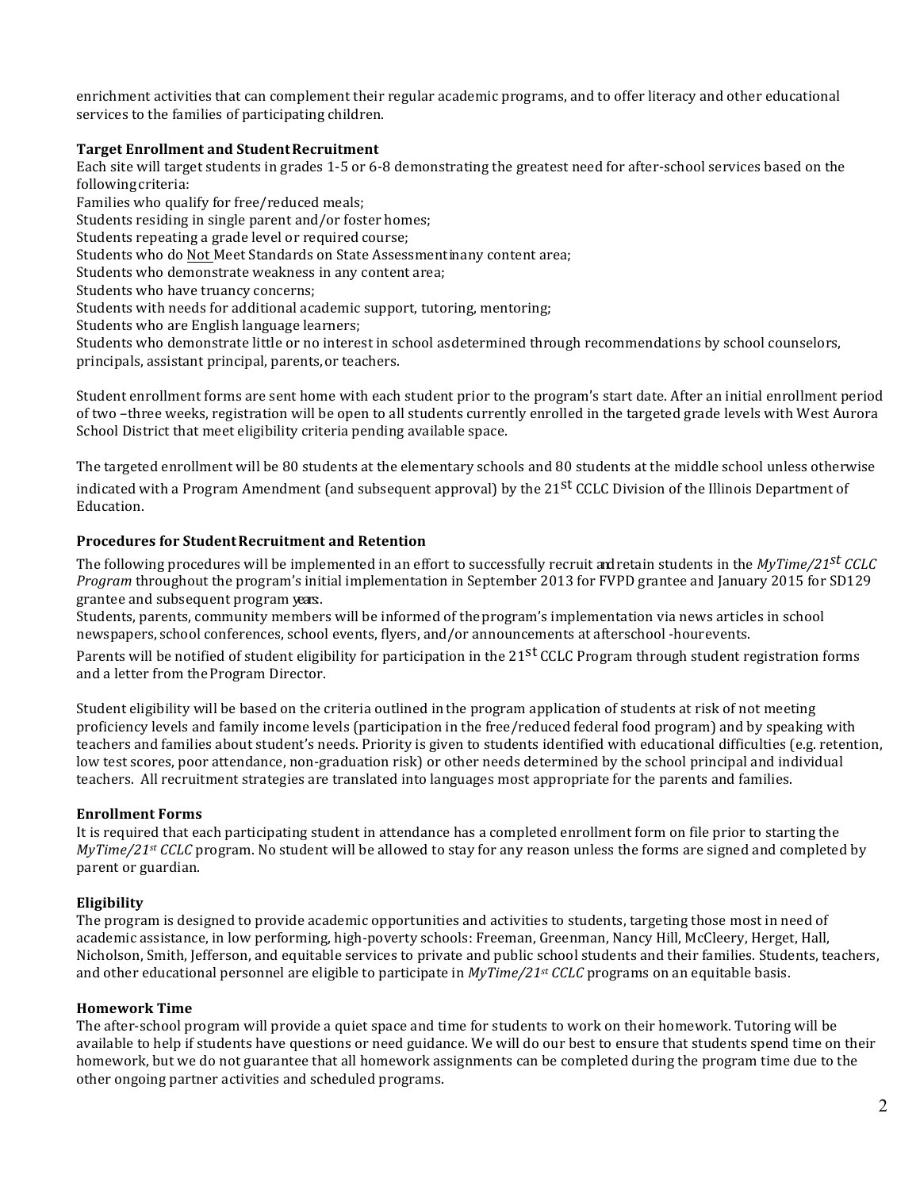enrichment activities that can complement their regular academic programs, and to offer literacy and other educational services to the families of participating children.

**Target Enrollment and Student Recruitment**

Each site will target students in grades 1-5 or 6-8 demonstrating the greatest need for after-school services based on the following criteria:

Families who qualify for free/reduced meals;
Students residing in single parent and/or foster homes;
Students repeating a grade level or required course;
Students who do Not Meet Standards on State Assessment in any content area;
Students who demonstrate weakness in any content area;
Students who have truancy concerns;
Students with needs for additional academic support, tutoring, mentoring;
Students who are English language learners;
Students who demonstrate little or no interest in school as determined through recommendations by school counselors, principals, assistant principal, parents, or teachers.

Student enrollment forms are sent home with each student prior to the program's start date. After an initial enrollment period of two –three weeks, registration will be open to all students currently enrolled in the targeted grade levels with West Aurora School District that meet eligibility criteria pending available space.

The targeted enrollment will be 80 students at the elementary schools and 80 students at the middle school unless otherwise indicated with a Program Amendment (and subsequent approval) by the 21st CCLC Division of the Illinois Department of Education.

**Procedures for Student Recruitment and Retention**

The following procedures will be implemented in an effort to successfully recruit and retain students in the *MyTime/21st CCLC Program* throughout the program's initial implementation in September 2013 for FVPD grantee and January 2015 for SD129 grantee and subsequent program years.

Students, parents, community members will be informed of the program's implementation via news articles in school newspapers, school conferences, school events, flyers, and/or announcements at afterschool -hour events.

Parents will be notified of student eligibility for participation in the 21st CCLC Program through student registration forms and a letter from the Program Director.

Student eligibility will be based on the criteria outlined in the program application of students at risk of not meeting proficiency levels and family income levels (participation in the free/reduced federal food program) and by speaking with teachers and families about student's needs. Priority is given to students identified with educational difficulties (e.g. retention, low test scores, poor attendance, non-graduation risk) or other needs determined by the school principal and individual teachers. All recruitment strategies are translated into languages most appropriate for the parents and families.

**Enrollment Forms**

It is required that each participating student in attendance has a completed enrollment form on file prior to starting the *MyTime/21st CCLC* program. No student will be allowed to stay for any reason unless the forms are signed and completed by parent or guardian.

**Eligibility**

The program is designed to provide academic opportunities and activities to students, targeting those most in need of academic assistance, in low performing, high-poverty schools: Freeman, Greenman, Nancy Hill, McCleery, Herget, Hall, Nicholson, Smith, Jefferson, and equitable services to private and public school students and their families. Students, teachers, and other educational personnel are eligible to participate in *MyTime/21st CCLC* programs on an equitable basis.

**Homework Time**

The after-school program will provide a quiet space and time for students to work on their homework. Tutoring will be available to help if students have questions or need guidance. We will do our best to ensure that students spend time on their homework, but we do not guarantee that all homework assignments can be completed during the program time due to the other ongoing partner activities and scheduled programs.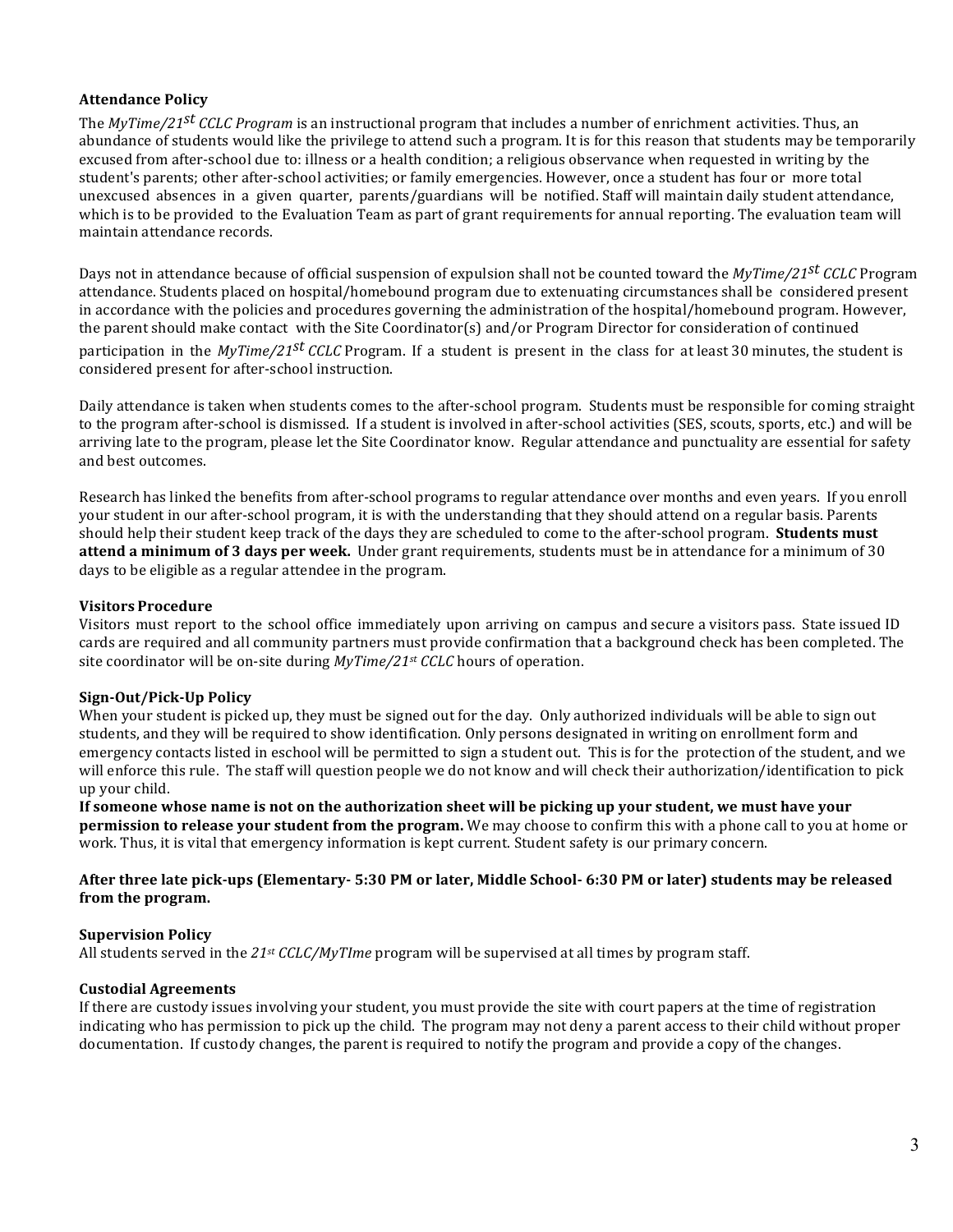**Attendance Policy**

The *MyTime/21st CCLC Program* is an instructional program that includes a number of enrichment activities. Thus, an abundance of students would like the privilege to attend such a program. It is for this reason that students may be temporarily excused from after-school due to: illness or a health condition; a religious observance when requested in writing by the student's parents; other after-school activities; or family emergencies. However, once a student has four or more total unexcused absences in a given quarter, parents/guardians will be notified. Staff will maintain daily student attendance, which is to be provided to the Evaluation Team as part of grant requirements for annual reporting. The evaluation team will maintain attendance records.

Days not in attendance because of official suspension of expulsion shall not be counted toward the *MyTime/21st CCLC* Program attendance. Students placed on hospital/homebound program due to extenuating circumstances shall be considered present in accordance with the policies and procedures governing the administration of the hospital/homebound program. However, the parent should make contact with the Site Coordinator(s) and/or Program Director for consideration of continued participation in the *MyTime/21st CCLC* Program. If a student is present in the class for at least 30 minutes, the student is considered present for after-school instruction.

Daily attendance is taken when students comes to the after-school program. Students must be responsible for coming straight to the program after-school is dismissed. If a student is involved in after-school activities (SES, scouts, sports, etc.) and will be arriving late to the program, please let the Site Coordinator know. Regular attendance and punctuality are essential for safety and best outcomes.

Research has linked the benefits from after-school programs to regular attendance over months and even years. If you enroll your student in our after-school program, it is with the understanding that they should attend on a regular basis. Parents should help their student keep track of the days they are scheduled to come to the after-school program. **Students must attend a minimum of 3 days per week.** Under grant requirements, students must be in attendance for a minimum of 30 days to be eligible as a regular attendee in the program.

**Visitors Procedure**

Visitors must report to the school office immediately upon arriving on campus and secure a visitors pass. State issued ID cards are required and all community partners must provide confirmation that a background check has been completed. The site coordinator will be on-site during *MyTime/21st CCLC* hours of operation.

**Sign-Out/Pick-Up Policy**

When your student is picked up, they must be signed out for the day. Only authorized individuals will be able to sign out students, and they will be required to show identification. Only persons designated in writing on enrollment form and emergency contacts listed in eschool will be permitted to sign a student out. This is for the protection of the student, and we will enforce this rule. The staff will question people we do not know and will check their authorization/identification to pick up your child.

**If someone whose name is not on the authorization sheet will be picking up your student, we must have your permission to release your student from the program.** We may choose to confirm this with a phone call to you at home or work. Thus, it is vital that emergency information is kept current. Student safety is our primary concern.

**After three late pick-ups (Elementary- 5:30 PM or later, Middle School- 6:30 PM or later) students may be released from the program.**

**Supervision Policy**

All students served in the *21st CCLC/MyTIme* program will be supervised at all times by program staff.

**Custodial Agreements**

If there are custody issues involving your student, you must provide the site with court papers at the time of registration indicating who has permission to pick up the child. The program may not deny a parent access to their child without proper documentation. If custody changes, the parent is required to notify the program and provide a copy of the changes.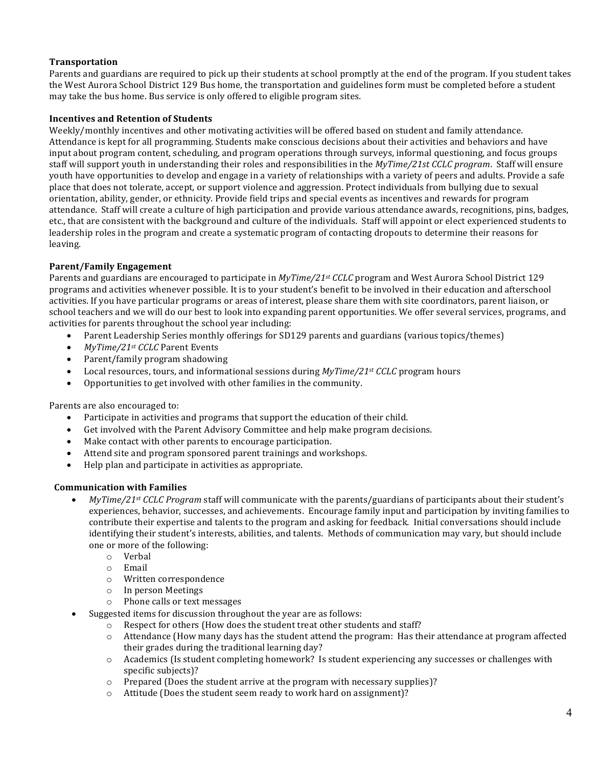**Transportation**

Parents and guardians are required to pick up their students at school promptly at the end of the program. If you student takes the West Aurora School District 129 Bus home, the transportation and guidelines form must be completed before a student may take the bus home. Bus service is only offered to eligible program sites.

**Incentives and Retention of Students**

Weekly/monthly incentives and other motivating activities will be offered based on student and family attendance. Attendance is kept for all programming. Students make conscious decisions about their activities and behaviors and have input about program content, scheduling, and program operations through surveys, informal questioning, and focus groups staff will support youth in understanding their roles and responsibilities in the *MyTime/21st CCLC program*. Staff will ensure youth have opportunities to develop and engage in a variety of relationships with a variety of peers and adults. Provide a safe place that does not tolerate, accept, or support violence and aggression. Protect individuals from bullying due to sexual orientation, ability, gender, or ethnicity. Provide field trips and special events as incentives and rewards for program attendance. Staff will create a culture of high participation and provide various attendance awards, recognitions, pins, badges, etc., that are consistent with the background and culture of the individuals. Staff will appoint or elect experienced students to leadership roles in the program and create a systematic program of contacting dropouts to determine their reasons for leaving.

**Parent/Family Engagement**

Parents and guardians are encouraged to participate in *MyTime/21st CCLC* program and West Aurora School District 129 programs and activities whenever possible. It is to your student's benefit to be involved in their education and afterschool activities. If you have particular programs or areas of interest, please share them with site coordinators, parent liaison, or school teachers and we will do our best to look into expanding parent opportunities. We offer several services, programs, and activities for parents throughout the school year including:

- Parent Leadership Series monthly offerings for SD129 parents and guardians (various topics/themes)
- *MyTime/21st CCLC* Parent Events
- Parent/family program shadowing
- Local resources, tours, and informational sessions during *MyTime/21st CCLC* program hours
- Opportunities to get involved with other families in the community.

Parents are also encouraged to:

- Participate in activities and programs that support the education of their child.
- Get involved with the Parent Advisory Committee and help make program decisions.
- Make contact with other parents to encourage participation.
- Attend site and program sponsored parent trainings and workshops.
- Help plan and participate in activities as appropriate.

**Communication with Families**

- *MyTime/21st CCLC Program* staff will communicate with the parents/guardians of participants about their student's experiences, behavior, successes, and achievements. Encourage family input and participation by inviting families to contribute their expertise and talents to the program and asking for feedback. Initial conversations should include identifying their student's interests, abilities, and talents. Methods of communication may vary, but should include one or more of the following:
    - Verbal
    - Email
    - Written correspondence
    - In person Meetings
    - Phone calls or text messages
- Suggested items for discussion throughout the year are as follows:
    - Respect for others (How does the student treat other students and staff?
    - Attendance (How many days has the student attend the program: Has their attendance at program affected their grades during the traditional learning day?
    - Academics (Is student completing homework? Is student experiencing any successes or challenges with specific subjects)?
    - Prepared (Does the student arrive at the program with necessary supplies)?
    - Attitude (Does the student seem ready to work hard on assignment)?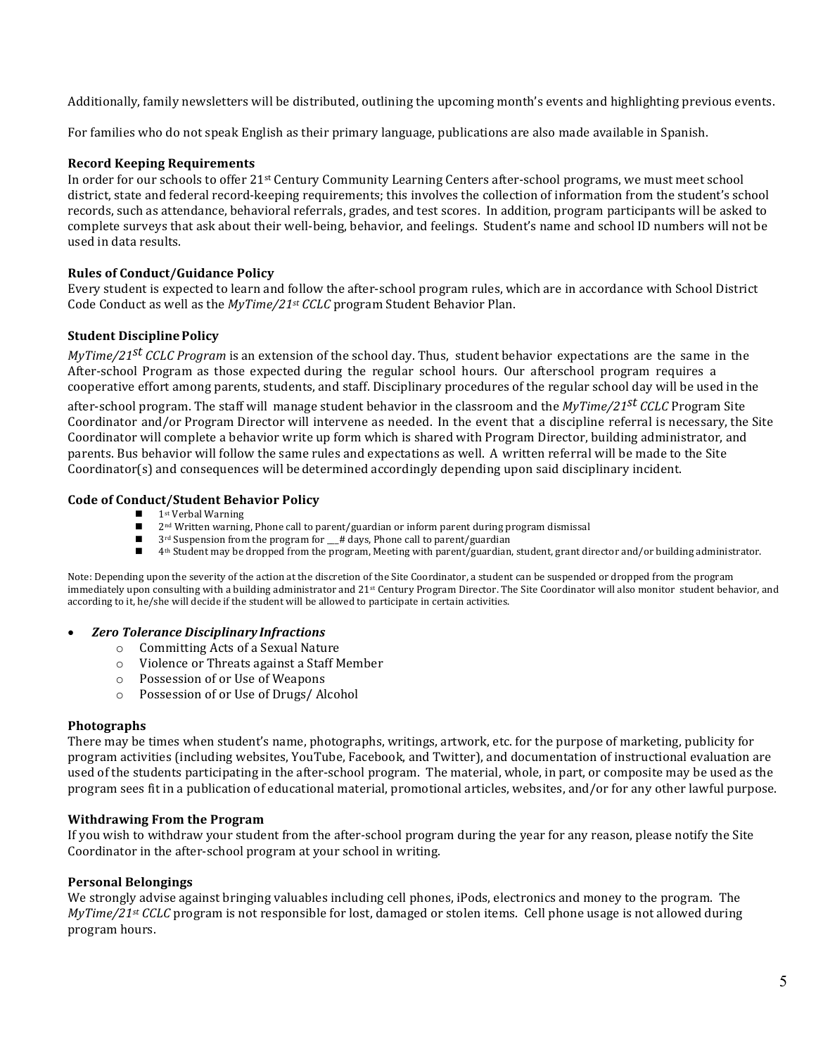Additionally, family newsletters will be distributed, outlining the upcoming month's events and highlighting previous events.

For families who do not speak English as their primary language, publications are also made available in Spanish.

**Record Keeping Requirements**

In order for our schools to offer 21st Century Community Learning Centers after-school programs, we must meet school district, state and federal record-keeping requirements; this involves the collection of information from the student's school records, such as attendance, behavioral referrals, grades, and test scores. In addition, program participants will be asked to complete surveys that ask about their well-being, behavior, and feelings. Student's name and school ID numbers will not be used in data results.

**Rules of Conduct/Guidance Policy**

Every student is expected to learn and follow the after-school program rules, which are in accordance with School District Code Conduct as well as the *MyTime/21st CCLC* program Student Behavior Plan.

**Student Discipline Policy**

*MyTime/21st CCLC Program* is an extension of the school day. Thus, student behavior expectations are the same in the After-school Program as those expected during the regular school hours. Our afterschool program requires a cooperative effort among parents, students, and staff. Disciplinary procedures of the regular school day will be used in the after-school program. The staff will manage student behavior in the classroom and the *MyTime/21st CCLC* Program Site Coordinator and/or Program Director will intervene as needed. In the event that a discipline referral is necessary, the Site Coordinator will complete a behavior write up form which is shared with Program Director, building administrator, and parents. Bus behavior will follow the same rules and expectations as well. A written referral will be made to the Site Coordinator(s) and consequences will be determined accordingly depending upon said disciplinary incident.

**Code of Conduct/Student Behavior Policy**

- 1st Verbal Warning
- 2nd Written warning, Phone call to parent/guardian or inform parent during program dismissal
- 3rd Suspension from the program for ___# days, Phone call to parent/guardian
- 4th Student may be dropped from the program, Meeting with parent/guardian, student, grant director and/or building administrator.

Note: Depending upon the severity of the action at the discretion of the Site Coordinator, a student can be suspended or dropped from the program immediately upon consulting with a building administrator and 21st Century Program Director. The Site Coordinator will also monitor student behavior, and according to it, he/she will decide if the student will be allowed to participate in certain activities.

- ***Zero Tolerance Disciplinary Infractions***
  - Committing Acts of a Sexual Nature
  - Violence or Threats against a Staff Member
  - Possession of or Use of Weapons
  - Possession of or Use of Drugs/ Alcohol

**Photographs**

There may be times when student's name, photographs, writings, artwork, etc. for the purpose of marketing, publicity for program activities (including websites, YouTube, Facebook, and Twitter), and documentation of instructional evaluation are used of the students participating in the after-school program. The material, whole, in part, or composite may be used as the program sees fit in a publication of educational material, promotional articles, websites, and/or for any other lawful purpose.

**Withdrawing From the Program**

If you wish to withdraw your student from the after-school program during the year for any reason, please notify the Site Coordinator in the after-school program at your school in writing.

**Personal Belongings**

We strongly advise against bringing valuables including cell phones, iPods, electronics and money to the program. The *MyTime/21st CCLC* program is not responsible for lost, damaged or stolen items. Cell phone usage is not allowed during program hours.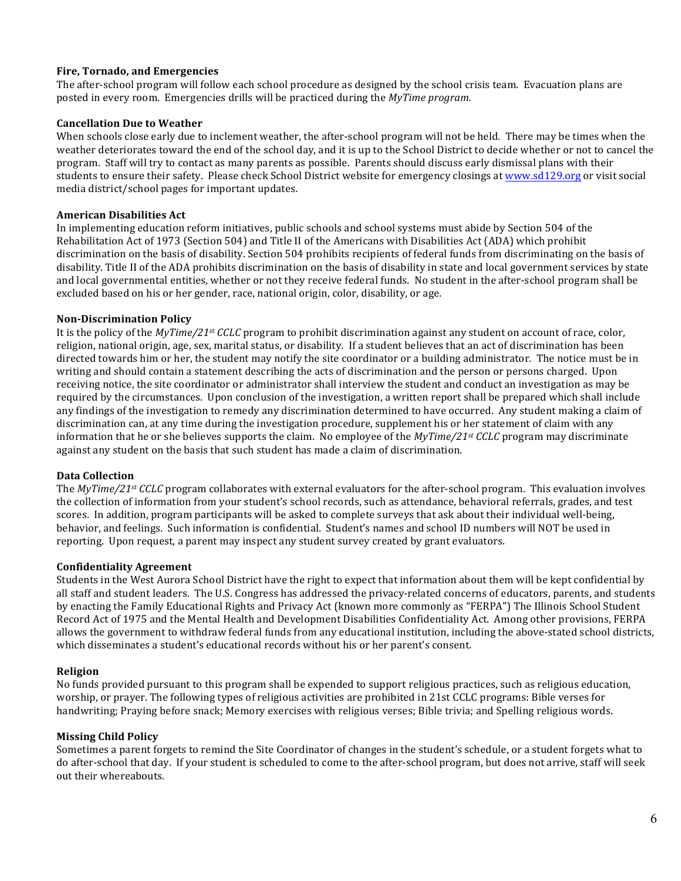**Fire, Tornado, and Emergencies**

The after-school program will follow each school procedure as designed by the school crisis team. Evacuation plans are posted in every room. Emergencies drills will be practiced during the *MyTime program.*

**Cancellation Due to Weather**

When schools close early due to inclement weather, the after-school program will not be held. There may be times when the weather deteriorates toward the end of the school day, and it is up to the School District to decide whether or not to cancel the program. Staff will try to contact as many parents as possible. Parents should discuss early dismissal plans with their students to ensure their safety. Please check School District website for emergency closings at www.sd129.org or visit social media district/school pages for important updates.

**American Disabilities Act**

In implementing education reform initiatives, public schools and school systems must abide by Section 504 of the Rehabilitation Act of 1973 (Section 504) and Title II of the Americans with Disabilities Act (ADA) which prohibit discrimination on the basis of disability. Section 504 prohibits recipients of federal funds from discriminating on the basis of disability. Title II of the ADA prohibits discrimination on the basis of disability in state and local government services by state and local governmental entities, whether or not they receive federal funds. No student in the after-school program shall be excluded based on his or her gender, race, national origin, color, disability, or age.

**Non-Discrimination Policy**

It is the policy of the *MyTime/21st CCLC* program to prohibit discrimination against any student on account of race, color, religion, national origin, age, sex, marital status, or disability. If a student believes that an act of discrimination has been directed towards him or her, the student may notify the site coordinator or a building administrator. The notice must be in writing and should contain a statement describing the acts of discrimination and the person or persons charged. Upon receiving notice, the site coordinator or administrator shall interview the student and conduct an investigation as may be required by the circumstances. Upon conclusion of the investigation, a written report shall be prepared which shall include any findings of the investigation to remedy any discrimination determined to have occurred. Any student making a claim of discrimination can, at any time during the investigation procedure, supplement his or her statement of claim with any information that he or she believes supports the claim. No employee of the *MyTime/21st CCLC* program may discriminate against any student on the basis that such student has made a claim of discrimination.

**Data Collection**

The *MyTime/21st CCLC* program collaborates with external evaluators for the after-school program. This evaluation involves the collection of information from your student's school records, such as attendance, behavioral referrals, grades, and test scores. In addition, program participants will be asked to complete surveys that ask about their individual well-being, behavior, and feelings. Such information is confidential. Student's names and school ID numbers will NOT be used in reporting. Upon request, a parent may inspect any student survey created by grant evaluators.

**Confidentiality Agreement**

Students in the West Aurora School District have the right to expect that information about them will be kept confidential by all staff and student leaders. The U.S. Congress has addressed the privacy-related concerns of educators, parents, and students by enacting the Family Educational Rights and Privacy Act (known more commonly as "FERPA") The Illinois School Student Record Act of 1975 and the Mental Health and Development Disabilities Confidentiality Act. Among other provisions, FERPA allows the government to withdraw federal funds from any educational institution, including the above-stated school districts, which disseminates a student's educational records without his or her parent's consent.

**Religion**

No funds provided pursuant to this program shall be expended to support religious practices, such as religious education, worship, or prayer. The following types of religious activities are prohibited in 21st CCLC programs: Bible verses for handwriting; Praying before snack; Memory exercises with religious verses; Bible trivia; and Spelling religious words.

**Missing Child Policy**

Sometimes a parent forgets to remind the Site Coordinator of changes in the student's schedule, or a student forgets what to do after-school that day. If your student is scheduled to come to the after-school program, but does not arrive, staff will seek out their whereabouts.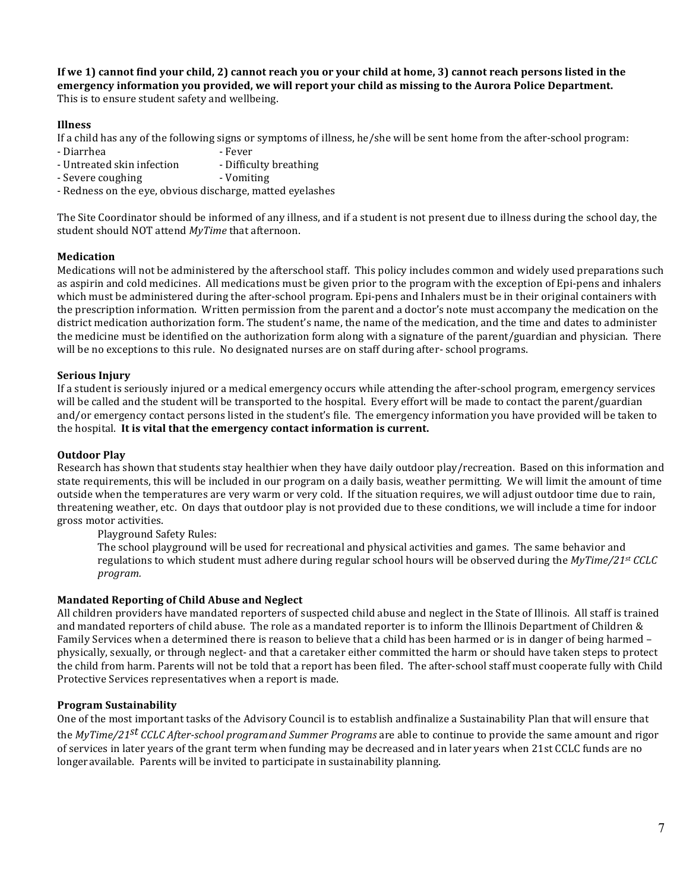**If we 1) cannot find your child, 2) cannot reach you or your child at home, 3) cannot reach persons listed in the emergency information you provided, we will report your child as missing to the Aurora Police Department.** This is to ensure student safety and wellbeing.

**Illness**

If a child has any of the following signs or symptoms of illness, he/she will be sent home from the after-school program:

- Diarrhea
- Fever
- Untreated skin infection
- Difficulty breathing
- Severe coughing
- Vomiting
- Redness on the eye, obvious discharge, matted eyelashes

The Site Coordinator should be informed of any illness, and if a student is not present due to illness during the school day, the student should NOT attend *MyTime* that afternoon.

**Medication**

Medications will not be administered by the afterschool staff. This policy includes common and widely used preparations such as aspirin and cold medicines. All medications must be given prior to the program with the exception of Epi-pens and inhalers which must be administered during the after-school program. Epi-pens and Inhalers must be in their original containers with the prescription information. Written permission from the parent and a doctor's note must accompany the medication on the district medication authorization form. The student's name, the name of the medication, and the time and dates to administer the medicine must be identified on the authorization form along with a signature of the parent/guardian and physician. There will be no exceptions to this rule. No designated nurses are on staff during after- school programs.

**Serious Injury**

If a student is seriously injured or a medical emergency occurs while attending the after-school program, emergency services will be called and the student will be transported to the hospital. Every effort will be made to contact the parent/guardian and/or emergency contact persons listed in the student's file. The emergency information you have provided will be taken to the hospital. **It is vital that the emergency contact information is current.**

**Outdoor Play**

Research has shown that students stay healthier when they have daily outdoor play/recreation. Based on this information and state requirements, this will be included in our program on a daily basis, weather permitting. We will limit the amount of time outside when the temperatures are very warm or very cold. If the situation requires, we will adjust outdoor time due to rain, threatening weather, etc. On days that outdoor play is not provided due to these conditions, we will include a time for indoor gross motor activities.

Playground Safety Rules:

The school playground will be used for recreational and physical activities and games. The same behavior and regulations to which student must adhere during regular school hours will be observed during the *MyTime/21st CCLC program.*

**Mandated Reporting of Child Abuse and Neglect**

All children providers have mandated reporters of suspected child abuse and neglect in the State of Illinois. All staff is trained and mandated reporters of child abuse. The role as a mandated reporter is to inform the Illinois Department of Children & Family Services when a determined there is reason to believe that a child has been harmed or is in danger of being harmed – physically, sexually, or through neglect- and that a caretaker either committed the harm or should have taken steps to protect the child from harm. Parents will not be told that a report has been filed. The after-school staff must cooperate fully with Child Protective Services representatives when a report is made.

**Program Sustainability**

One of the most important tasks of the Advisory Council is to establish andfinalize a Sustainability Plan that will ensure that the *MyTime/21st CCLC After-school programand Summer Programs* are able to continue to provide the same amount and rigor of services in later years of the grant term when funding may be decreased and in later years when 21st CCLC funds are no longeravailable. Parents will be invited to participate in sustainability planning.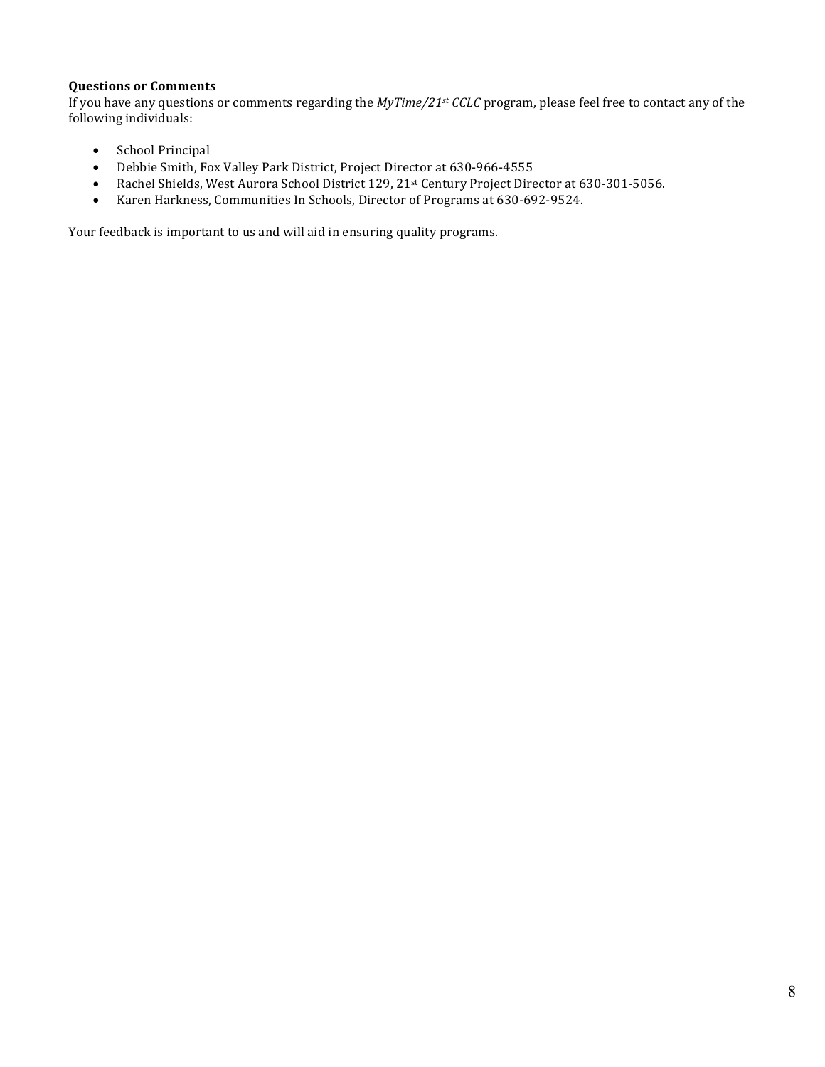**Questions or Comments**

If you have any questions or comments regarding the *MyTime/21st CCLC* program, please feel free to contact any of the following individuals:

- School Principal
- Debbie Smith, Fox Valley Park District, Project Director at 630-966-4555
- Rachel Shields, West Aurora School District 129, 21st Century Project Director at 630-301-5056.
- Karen Harkness, Communities In Schools, Director of Programs at 630-692-9524.

Your feedback is important to us and will aid in ensuring quality programs.